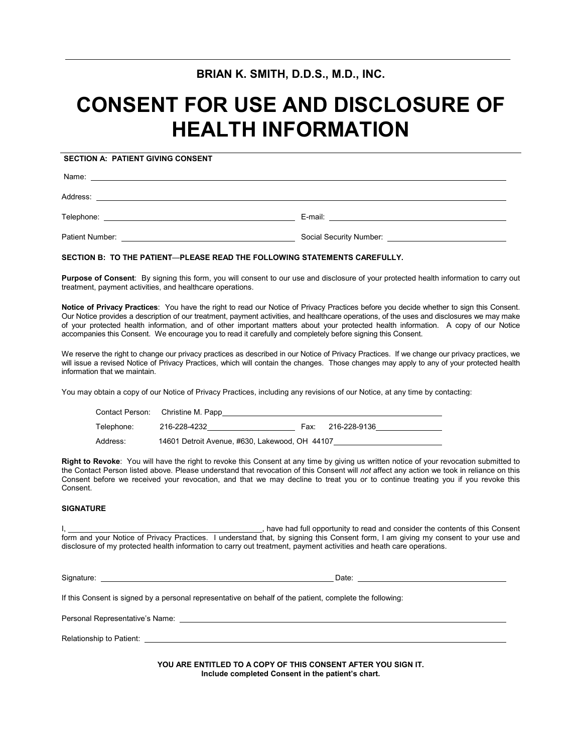**BRIAN K. SMITH, D.D.S., M.D., INC.**

# CONSENT FOR USE AND DISCLOSURE OF HEALTH INFORMATION

**SECTION A: PATIENT GIVING CONSENT**

Name: ______________________________________________

Address: ______________________________________________

Telephone: ______________________ E-mail: ______________________

Patient Number: ______________________ Social Security Number: ______________________

**SECTION B: TO THE PATIENT—PLEASE READ THE FOLLOWING STATEMENTS CAREFULLY.**

**Purpose of Consent**: By signing this form, you will consent to our use and disclosure of your protected health information to carry out treatment, payment activities, and healthcare operations.

**Notice of Privacy Practices**: You have the right to read our Notice of Privacy Practices before you decide whether to sign this Consent. Our Notice provides a description of our treatment, payment activities, and healthcare operations, of the uses and disclosures we may make of your protected health information, and of other important matters about your protected health information. A copy of our Notice accompanies this Consent. We encourage you to read it carefully and completely before signing this Consent.

We reserve the right to change our privacy practices as described in our Notice of Privacy Practices. If we change our privacy practices, we will issue a revised Notice of Privacy Practices, which will contain the changes. Those changes may apply to any of your protected health information that we maintain.

You may obtain a copy of our Notice of Privacy Practices, including any revisions of our Notice, at any time by contacting:

Contact Person: Christine M. Papp

Telephone: 216-228-4232 Fax: 216-228-9136

Address: 14601 Detroit Avenue, #630, Lakewood, OH 44107

**Right to Revoke**: You will have the right to revoke this Consent at any time by giving us written notice of your revocation submitted to the Contact Person listed above. Please understand that revocation of this Consent will *not* affect any action we took in reliance on this Consent before we received your revocation, and that we may decline to treat you or to continue treating you if you revoke this Consent.

**SIGNATURE**

I, ______________________________, have had full opportunity to read and consider the contents of this Consent form and your Notice of Privacy Practices. I understand that, by signing this Consent form, I am giving my consent to your use and disclosure of my protected health information to carry out treatment, payment activities and heath care operations.

Signature: ______________________________ Date: ______________________

If this Consent is signed by a personal representative on behalf of the patient, complete the following:

Personal Representative's Name: ______________________________

Relationship to Patient: ______________________________

**YOU ARE ENTITLED TO A COPY OF THIS CONSENT AFTER YOU SIGN IT.**
**Include completed Consent in the patient's chart.**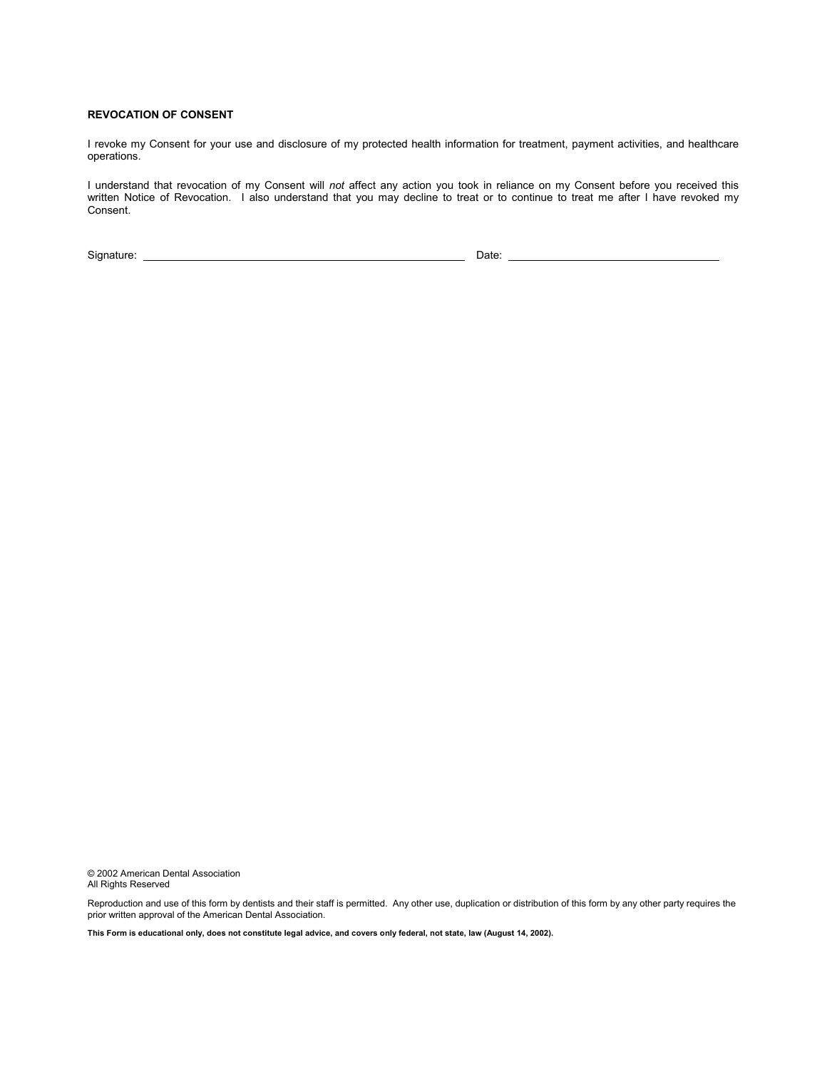**REVOCATION OF CONSENT**

I revoke my Consent for your use and disclosure of my protected health information for treatment, payment activities, and healthcare operations.

I understand that revocation of my Consent will *not* affect any action you took in reliance on my Consent before you received this written Notice of Revocation. I also understand that you may decline to treat or to continue to treat me after I have revoked my Consent.

Signature: ______________________________________________ Date: ______________________________

© 2002 American Dental Association
All Rights Reserved

Reproduction and use of this form by dentists and their staff is permitted. Any other use, duplication or distribution of this form by any other party requires the prior written approval of the American Dental Association.

**This Form is educational only, does not constitute legal advice, and covers only federal, not state, law (August 14, 2002).**